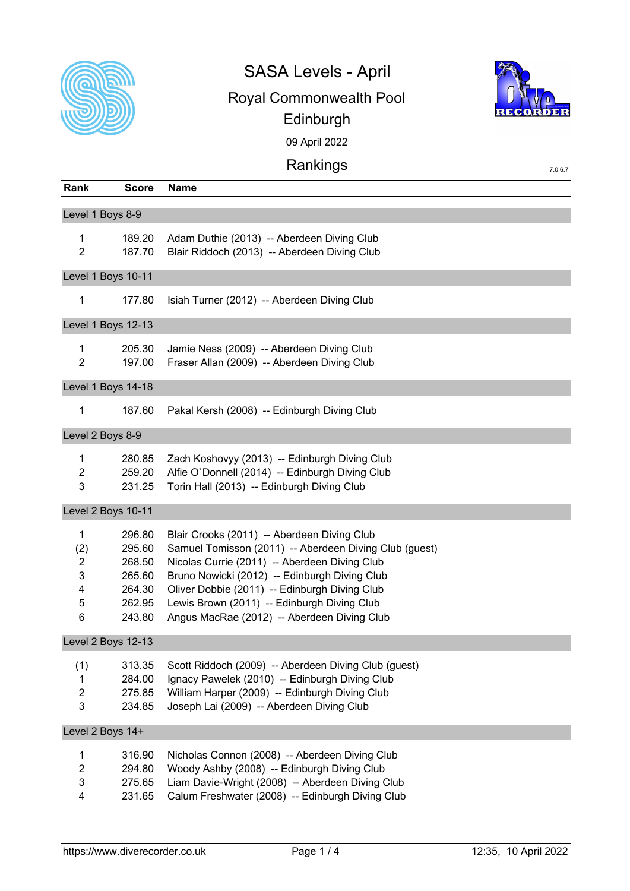# SASA Levels - April

## Royal Commonwealth Pool

## Edinburgh

09 April 2022

## Rankings

7.0.6.7

| Rank | Score | Name |
|---|---|---|
| **Level 1 Boys 8-9** | | |
| 1 | 189.20 | Adam Duthie (2013) -- Aberdeen Diving Club |
| 2 | 187.70 | Blair Riddoch (2013) -- Aberdeen Diving Club |
| **Level 1 Boys 10-11** | | |
| 1 | 177.80 | Isiah Turner (2012) -- Aberdeen Diving Club |
| **Level 1 Boys 12-13** | | |
| 1 | 205.30 | Jamie Ness (2009) -- Aberdeen Diving Club |
| 2 | 197.00 | Fraser Allan (2009) -- Aberdeen Diving Club |
| **Level 1 Boys 14-18** | | |
| 1 | 187.60 | Pakal Kersh (2008) -- Edinburgh Diving Club |
| **Level 2 Boys 8-9** | | |
| 1 | 280.85 | Zach Koshovyy (2013) -- Edinburgh Diving Club |
| 2 | 259.20 | Alfie O`Donnell (2014) -- Edinburgh Diving Club |
| 3 | 231.25 | Torin Hall (2013) -- Edinburgh Diving Club |
| **Level 2 Boys 10-11** | | |
| 1 | 296.80 | Blair Crooks (2011) -- Aberdeen Diving Club |
| (2) | 295.60 | Samuel Tomisson (2011) -- Aberdeen Diving Club (guest) |
| 2 | 268.50 | Nicolas Currie (2011) -- Aberdeen Diving Club |
| 3 | 265.60 | Bruno Nowicki (2012) -- Edinburgh Diving Club |
| 4 | 264.30 | Oliver Dobbie (2011) -- Edinburgh Diving Club |
| 5 | 262.95 | Lewis Brown (2011) -- Edinburgh Diving Club |
| 6 | 243.80 | Angus MacRae (2012) -- Aberdeen Diving Club |
| **Level 2 Boys 12-13** | | |
| (1) | 313.35 | Scott Riddoch (2009) -- Aberdeen Diving Club (guest) |
| 1 | 284.00 | Ignacy Pawelek (2010) -- Edinburgh Diving Club |
| 2 | 275.85 | William Harper (2009) -- Edinburgh Diving Club |
| 3 | 234.85 | Joseph Lai (2009) -- Aberdeen Diving Club |
| **Level 2 Boys 14+** | | |
| 1 | 316.90 | Nicholas Connon (2008) -- Aberdeen Diving Club |
| 2 | 294.80 | Woody Ashby (2008) -- Edinburgh Diving Club |
| 3 | 275.65 | Liam Davie-Wright (2008) -- Aberdeen Diving Club |
| 4 | 231.65 | Calum Freshwater (2008) -- Edinburgh Diving Club |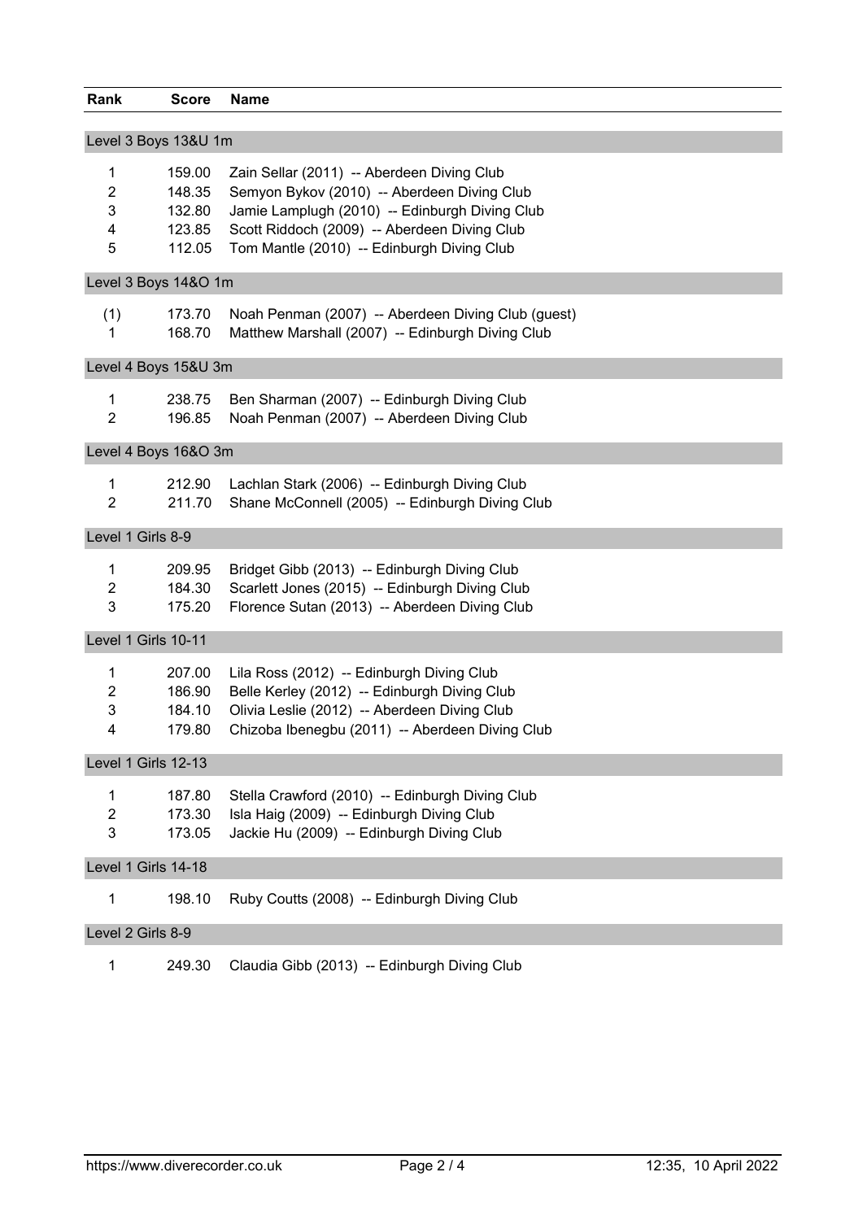| Rank | Score | Name |
|---|---|---|
| **Level 3 Boys 13&U 1m** | | |
| 1 | 159.00 | Zain Sellar (2011) -- Aberdeen Diving Club |
| 2 | 148.35 | Semyon Bykov (2010) -- Aberdeen Diving Club |
| 3 | 132.80 | Jamie Lamplugh (2010) -- Edinburgh Diving Club |
| 4 | 123.85 | Scott Riddoch (2009) -- Aberdeen Diving Club |
| 5 | 112.05 | Tom Mantle (2010) -- Edinburgh Diving Club |
| **Level 3 Boys 14&O 1m** | | |
| (1) | 173.70 | Noah Penman (2007) -- Aberdeen Diving Club (guest) |
| 1 | 168.70 | Matthew Marshall (2007) -- Edinburgh Diving Club |
| **Level 4 Boys 15&U 3m** | | |
| 1 | 238.75 | Ben Sharman (2007) -- Edinburgh Diving Club |
| 2 | 196.85 | Noah Penman (2007) -- Aberdeen Diving Club |
| **Level 4 Boys 16&O 3m** | | |
| 1 | 212.90 | Lachlan Stark (2006) -- Edinburgh Diving Club |
| 2 | 211.70 | Shane McConnell (2005) -- Edinburgh Diving Club |
| **Level 1 Girls 8-9** | | |
| 1 | 209.95 | Bridget Gibb (2013) -- Edinburgh Diving Club |
| 2 | 184.30 | Scarlett Jones (2015) -- Edinburgh Diving Club |
| 3 | 175.20 | Florence Sutan (2013) -- Aberdeen Diving Club |
| **Level 1 Girls 10-11** | | |
| 1 | 207.00 | Lila Ross (2012) -- Edinburgh Diving Club |
| 2 | 186.90 | Belle Kerley (2012) -- Edinburgh Diving Club |
| 3 | 184.10 | Olivia Leslie (2012) -- Aberdeen Diving Club |
| 4 | 179.80 | Chizoba Ibenegbu (2011) -- Aberdeen Diving Club |
| **Level 1 Girls 12-13** | | |
| 1 | 187.80 | Stella Crawford (2010) -- Edinburgh Diving Club |
| 2 | 173.30 | Isla Haig (2009) -- Edinburgh Diving Club |
| 3 | 173.05 | Jackie Hu (2009) -- Edinburgh Diving Club |
| **Level 1 Girls 14-18** | | |
| 1 | 198.10 | Ruby Coutts (2008) -- Edinburgh Diving Club |
| **Level 2 Girls 8-9** | | |
| 1 | 249.30 | Claudia Gibb (2013) -- Edinburgh Diving Club |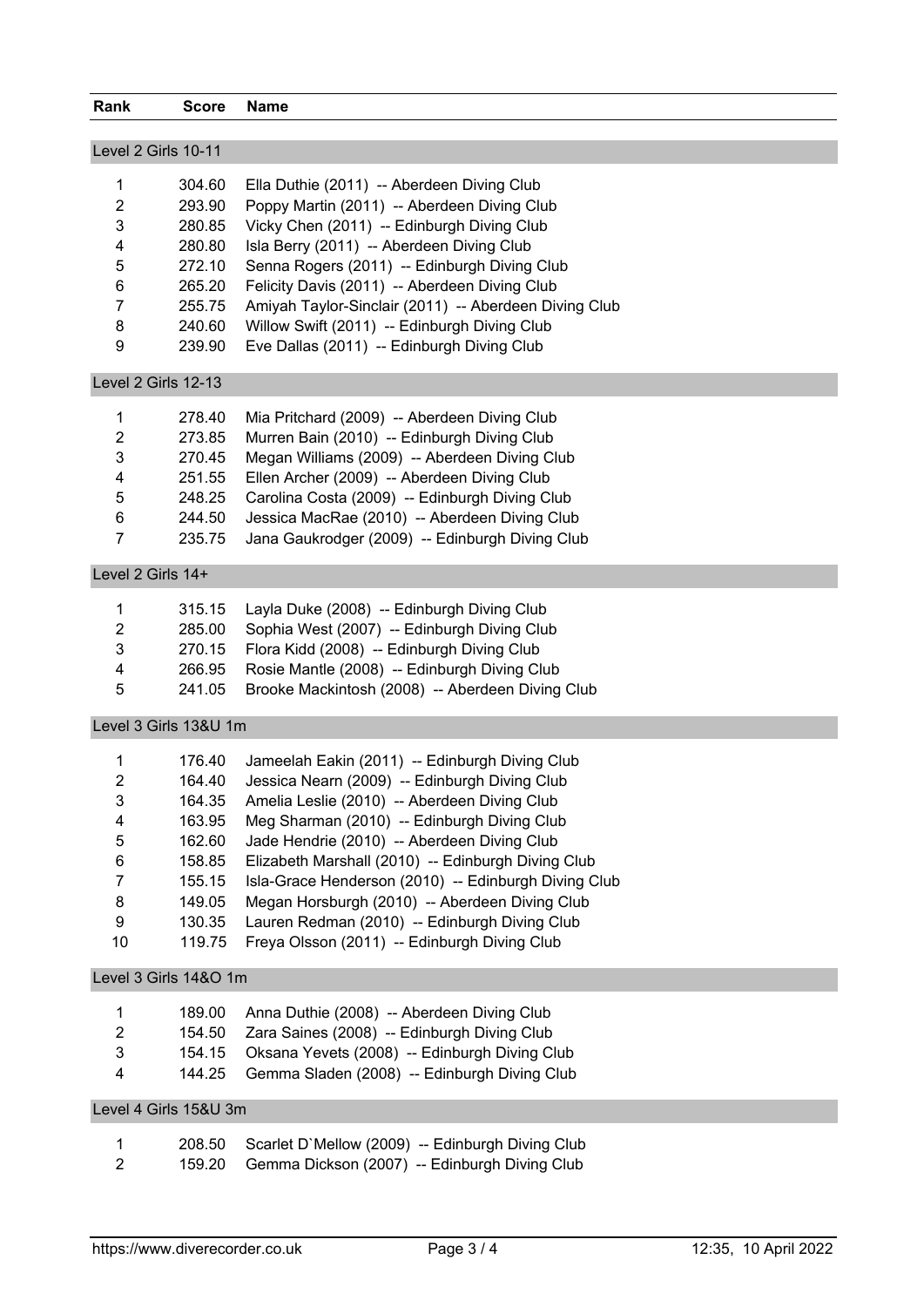| Rank | Score | Name |
|---|---|---|
| **Level 2 Girls 10-11** | | |
| 1 | 304.60 | Ella Duthie (2011) -- Aberdeen Diving Club |
| 2 | 293.90 | Poppy Martin (2011) -- Aberdeen Diving Club |
| 3 | 280.85 | Vicky Chen (2011) -- Edinburgh Diving Club |
| 4 | 280.80 | Isla Berry (2011) -- Aberdeen Diving Club |
| 5 | 272.10 | Senna Rogers (2011) -- Edinburgh Diving Club |
| 6 | 265.20 | Felicity Davis (2011) -- Aberdeen Diving Club |
| 7 | 255.75 | Amiyah Taylor-Sinclair (2011) -- Aberdeen Diving Club |
| 8 | 240.60 | Willow Swift (2011) -- Edinburgh Diving Club |
| 9 | 239.90 | Eve Dallas (2011) -- Edinburgh Diving Club |
| **Level 2 Girls 12-13** | | |
| 1 | 278.40 | Mia Pritchard (2009) -- Aberdeen Diving Club |
| 2 | 273.85 | Murren Bain (2010) -- Edinburgh Diving Club |
| 3 | 270.45 | Megan Williams (2009) -- Aberdeen Diving Club |
| 4 | 251.55 | Ellen Archer (2009) -- Aberdeen Diving Club |
| 5 | 248.25 | Carolina Costa (2009) -- Edinburgh Diving Club |
| 6 | 244.50 | Jessica MacRae (2010) -- Aberdeen Diving Club |
| 7 | 235.75 | Jana Gaukrodger (2009) -- Edinburgh Diving Club |
| **Level 2 Girls 14+** | | |
| 1 | 315.15 | Layla Duke (2008) -- Edinburgh Diving Club |
| 2 | 285.00 | Sophia West (2007) -- Edinburgh Diving Club |
| 3 | 270.15 | Flora Kidd (2008) -- Edinburgh Diving Club |
| 4 | 266.95 | Rosie Mantle (2008) -- Edinburgh Diving Club |
| 5 | 241.05 | Brooke Mackintosh (2008) -- Aberdeen Diving Club |
| **Level 3 Girls 13&U 1m** | | |
| 1 | 176.40 | Jameelah Eakin (2011) -- Edinburgh Diving Club |
| 2 | 164.40 | Jessica Nearn (2009) -- Edinburgh Diving Club |
| 3 | 164.35 | Amelia Leslie (2010) -- Aberdeen Diving Club |
| 4 | 163.95 | Meg Sharman (2010) -- Edinburgh Diving Club |
| 5 | 162.60 | Jade Hendrie (2010) -- Aberdeen Diving Club |
| 6 | 158.85 | Elizabeth Marshall (2010) -- Edinburgh Diving Club |
| 7 | 155.15 | Isla-Grace Henderson (2010) -- Edinburgh Diving Club |
| 8 | 149.05 | Megan Horsburgh (2010) -- Aberdeen Diving Club |
| 9 | 130.35 | Lauren Redman (2010) -- Edinburgh Diving Club |
| 10 | 119.75 | Freya Olsson (2011) -- Edinburgh Diving Club |
| **Level 3 Girls 14&O 1m** | | |
| 1 | 189.00 | Anna Duthie (2008) -- Aberdeen Diving Club |
| 2 | 154.50 | Zara Saines (2008) -- Edinburgh Diving Club |
| 3 | 154.15 | Oksana Yevets (2008) -- Edinburgh Diving Club |
| 4 | 144.25 | Gemma Sladen (2008) -- Edinburgh Diving Club |
| **Level 4 Girls 15&U 3m** | | |
| 1 | 208.50 | Scarlet D`Mellow (2009) -- Edinburgh Diving Club |
| 2 | 159.20 | Gemma Dickson (2007) -- Edinburgh Diving Club |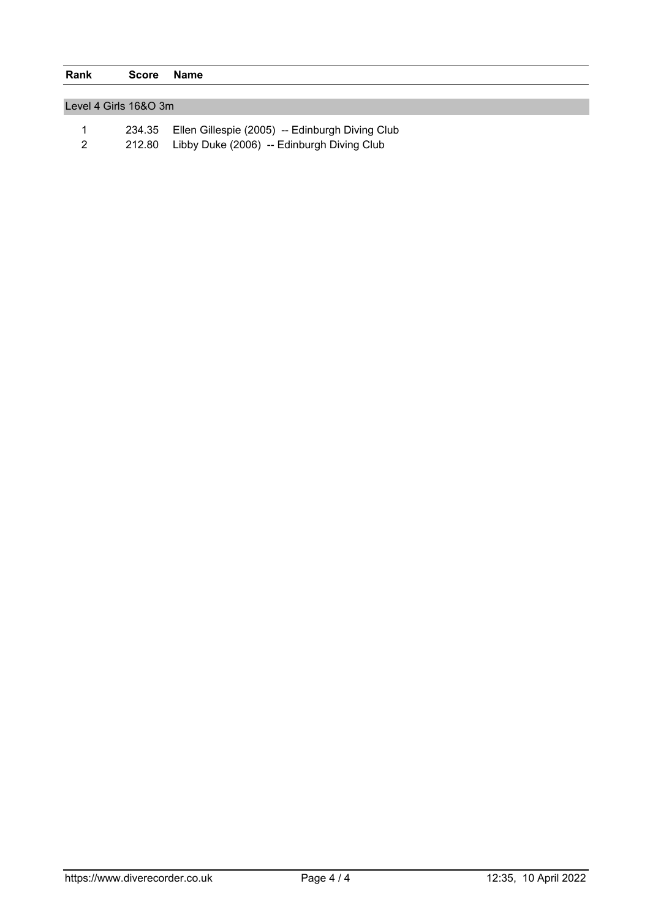| Rank | Score | Name |
|---|---|---|

## Level 4 Girls 16&O 3m

| Rank | Score | Name |
|---|---|---|
| 1 | 234.35 | Ellen Gillespie (2005) -- Edinburgh Diving Club |
| 2 | 212.80 | Libby Duke (2006) -- Edinburgh Diving Club |